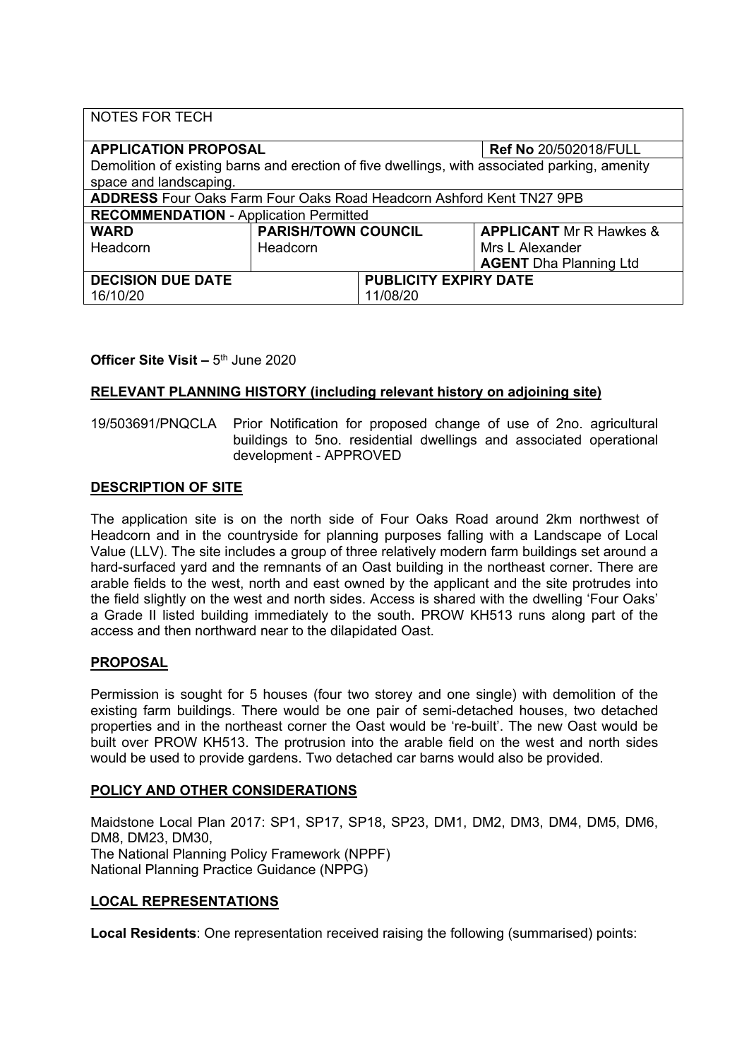| NOTES FOR TECH | | | |
|---|---|---|---|
| **APPLICATION PROPOSAL** | | | **Ref No** 20/502018/FULL |
| Demolition of existing barns and erection of five dwellings, with associated parking, amenity space and landscaping. | | | |
| **ADDRESS** Four Oaks Farm Four Oaks Road Headcorn Ashford Kent TN27 9PB | | | |
| **RECOMMENDATION** - Application Permitted | | | |
| **WARD** Headcorn | **PARISH/TOWN COUNCIL** Headcorn | | **APPLICANT** Mr R Hawkes & Mrs L Alexander **AGENT** Dha Planning Ltd |
| **DECISION DUE DATE** 16/10/20 | | **PUBLICITY EXPIRY DATE** 11/08/20 | |

**Officer Site Visit –** 5th June 2020

## RELEVANT PLANNING HISTORY (including relevant history on adjoining site)

19/503691/PNQCLA Prior Notification for proposed change of use of 2no. agricultural buildings to 5no. residential dwellings and associated operational development - APPROVED

## DESCRIPTION OF SITE

The application site is on the north side of Four Oaks Road around 2km northwest of Headcorn and in the countryside for planning purposes falling with a Landscape of Local Value (LLV). The site includes a group of three relatively modern farm buildings set around a hard-surfaced yard and the remnants of an Oast building in the northeast corner. There are arable fields to the west, north and east owned by the applicant and the site protrudes into the field slightly on the west and north sides. Access is shared with the dwelling 'Four Oaks' a Grade II listed building immediately to the south. PROW KH513 runs along part of the access and then northward near to the dilapidated Oast.

## PROPOSAL

Permission is sought for 5 houses (four two storey and one single) with demolition of the existing farm buildings. There would be one pair of semi-detached houses, two detached properties and in the northeast corner the Oast would be 're-built'. The new Oast would be built over PROW KH513. The protrusion into the arable field on the west and north sides would be used to provide gardens. Two detached car barns would also be provided.

## POLICY AND OTHER CONSIDERATIONS

Maidstone Local Plan 2017: SP1, SP17, SP18, SP23, DM1, DM2, DM3, DM4, DM5, DM6, DM8, DM23, DM30,
The National Planning Policy Framework (NPPF)
National Planning Practice Guidance (NPPG)

## LOCAL REPRESENTATIONS

**Local Residents**: One representation received raising the following (summarised) points: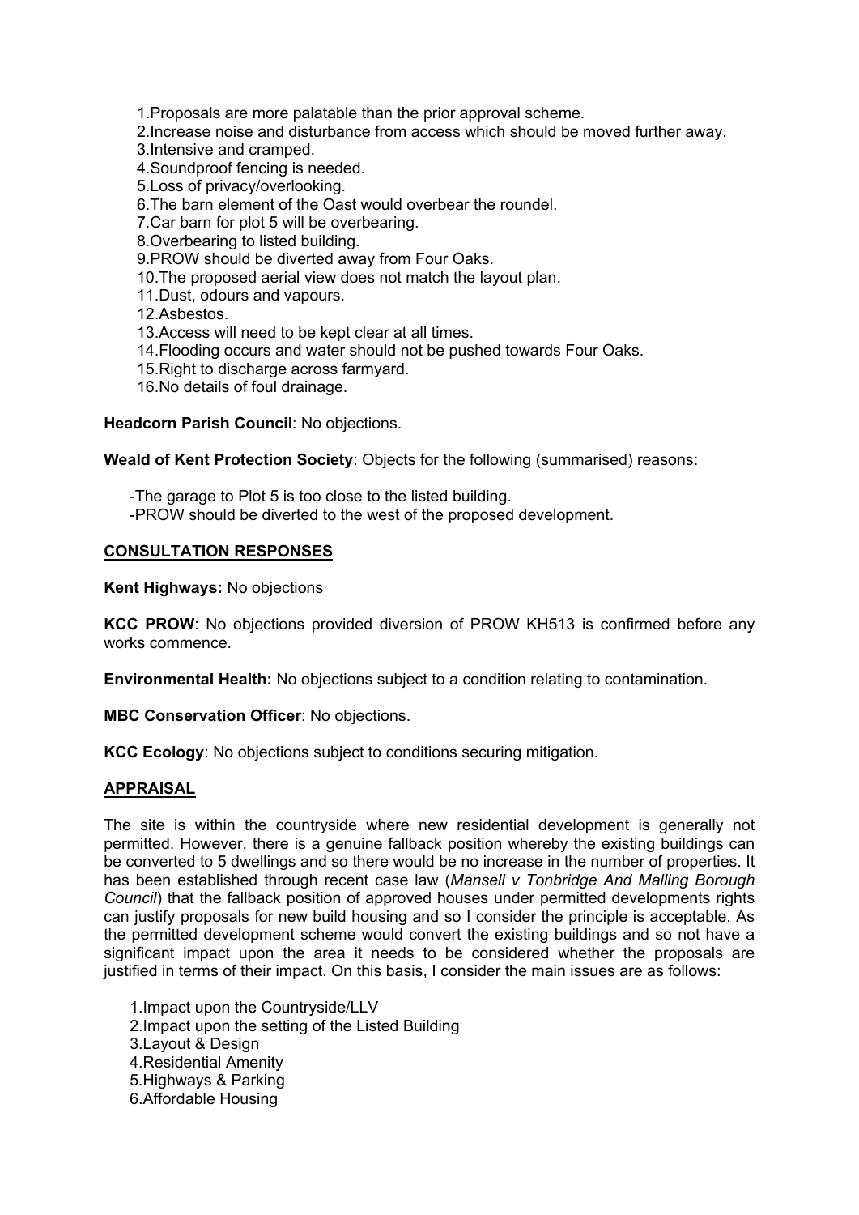1. Proposals are more palatable than the prior approval scheme.
2. Increase noise and disturbance from access which should be moved further away.
3. Intensive and cramped.
4. Soundproof fencing is needed.
5. Loss of privacy/overlooking.
6. The barn element of the Oast would overbear the roundel.
7. Car barn for plot 5 will be overbearing.
8. Overbearing to listed building.
9. PROW should be diverted away from Four Oaks.
10. The proposed aerial view does not match the layout plan.
11. Dust, odours and vapours.
12. Asbestos.
13. Access will need to be kept clear at all times.
14. Flooding occurs and water should not be pushed towards Four Oaks.
15. Right to discharge across farmyard.
16. No details of foul drainage.

**Headcorn Parish Council**: No objections.

**Weald of Kent Protection Society**: Objects for the following (summarised) reasons:

- The garage to Plot 5 is too close to the listed building.
- PROW should be diverted to the west of the proposed development.

## CONSULTATION RESPONSES

**Kent Highways:** No objections

**KCC PROW**: No objections provided diversion of PROW KH513 is confirmed before any works commence.

**Environmental Health:** No objections subject to a condition relating to contamination.

**MBC Conservation Officer**: No objections.

**KCC Ecology**: No objections subject to conditions securing mitigation.

## APPRAISAL

The site is within the countryside where new residential development is generally not permitted. However, there is a genuine fallback position whereby the existing buildings can be converted to 5 dwellings and so there would be no increase in the number of properties. It has been established through recent case law (*Mansell v Tonbridge And Malling Borough Council*) that the fallback position of approved houses under permitted developments rights can justify proposals for new build housing and so I consider the principle is acceptable. As the permitted development scheme would convert the existing buildings and so not have a significant impact upon the area it needs to be considered whether the proposals are justified in terms of their impact. On this basis, I consider the main issues are as follows:

1. Impact upon the Countryside/LLV
2. Impact upon the setting of the Listed Building
3. Layout & Design
4. Residential Amenity
5. Highways & Parking
6. Affordable Housing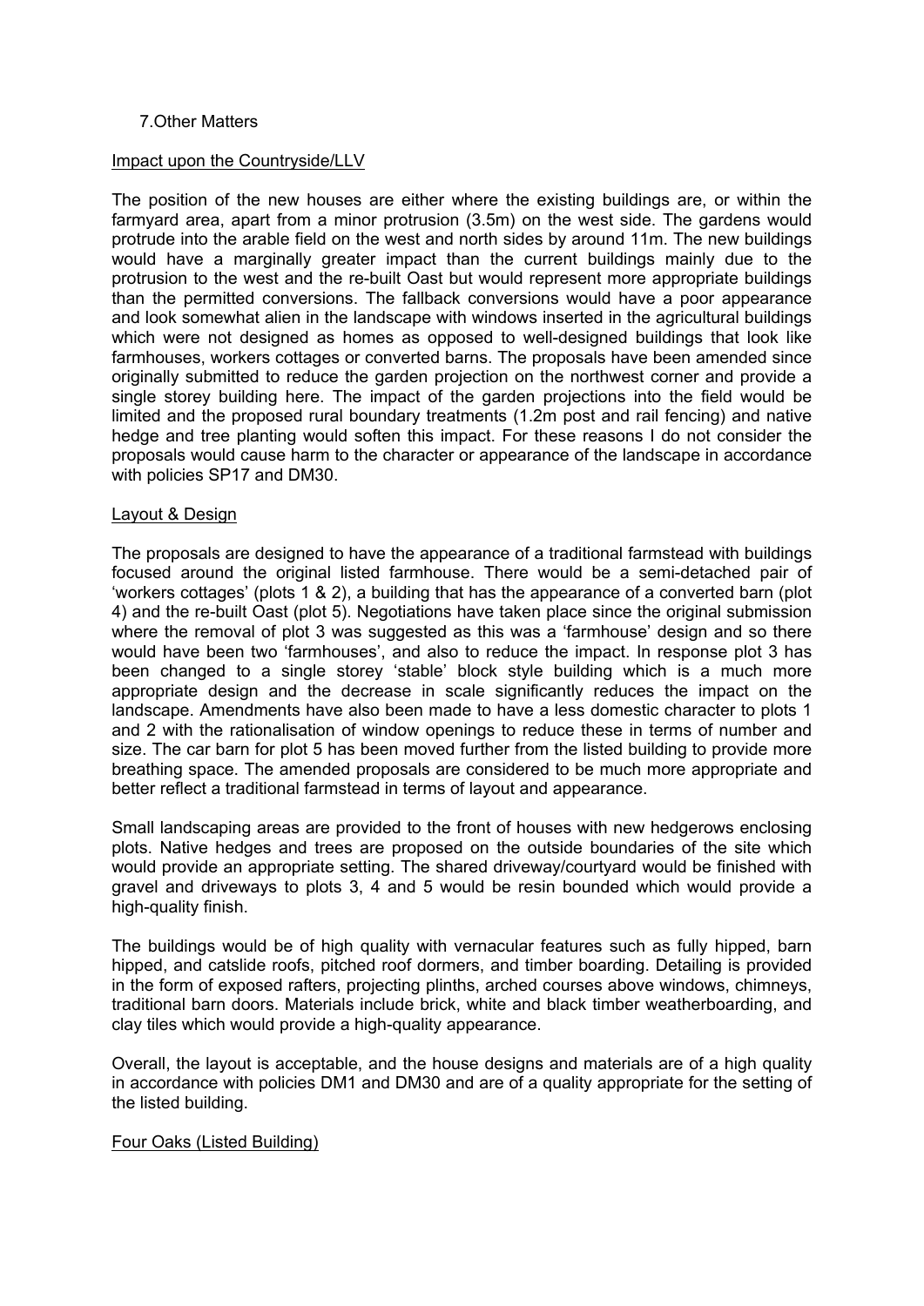7. Other Matters

Impact upon the Countryside/LLV

The position of the new houses are either where the existing buildings are, or within the farmyard area, apart from a minor protrusion (3.5m) on the west side. The gardens would protrude into the arable field on the west and north sides by around 11m. The new buildings would have a marginally greater impact than the current buildings mainly due to the protrusion to the west and the re-built Oast but would represent more appropriate buildings than the permitted conversions. The fallback conversions would have a poor appearance and look somewhat alien in the landscape with windows inserted in the agricultural buildings which were not designed as homes as opposed to well-designed buildings that look like farmhouses, workers cottages or converted barns. The proposals have been amended since originally submitted to reduce the garden projection on the northwest corner and provide a single storey building here. The impact of the garden projections into the field would be limited and the proposed rural boundary treatments (1.2m post and rail fencing) and native hedge and tree planting would soften this impact. For these reasons I do not consider the proposals would cause harm to the character or appearance of the landscape in accordance with policies SP17 and DM30.

Layout & Design

The proposals are designed to have the appearance of a traditional farmstead with buildings focused around the original listed farmhouse. There would be a semi-detached pair of 'workers cottages' (plots 1 & 2), a building that has the appearance of a converted barn (plot 4) and the re-built Oast (plot 5). Negotiations have taken place since the original submission where the removal of plot 3 was suggested as this was a 'farmhouse' design and so there would have been two 'farmhouses', and also to reduce the impact. In response plot 3 has been changed to a single storey 'stable' block style building which is a much more appropriate design and the decrease in scale significantly reduces the impact on the landscape. Amendments have also been made to have a less domestic character to plots 1 and 2 with the rationalisation of window openings to reduce these in terms of number and size. The car barn for plot 5 has been moved further from the listed building to provide more breathing space. The amended proposals are considered to be much more appropriate and better reflect a traditional farmstead in terms of layout and appearance.

Small landscaping areas are provided to the front of houses with new hedgerows enclosing plots. Native hedges and trees are proposed on the outside boundaries of the site which would provide an appropriate setting. The shared driveway/courtyard would be finished with gravel and driveways to plots 3, 4 and 5 would be resin bounded which would provide a high-quality finish.

The buildings would be of high quality with vernacular features such as fully hipped, barn hipped, and catslide roofs, pitched roof dormers, and timber boarding. Detailing is provided in the form of exposed rafters, projecting plinths, arched courses above windows, chimneys, traditional barn doors. Materials include brick, white and black timber weatherboarding, and clay tiles which would provide a high-quality appearance.

Overall, the layout is acceptable, and the house designs and materials are of a high quality in accordance with policies DM1 and DM30 and are of a quality appropriate for the setting of the listed building.

Four Oaks (Listed Building)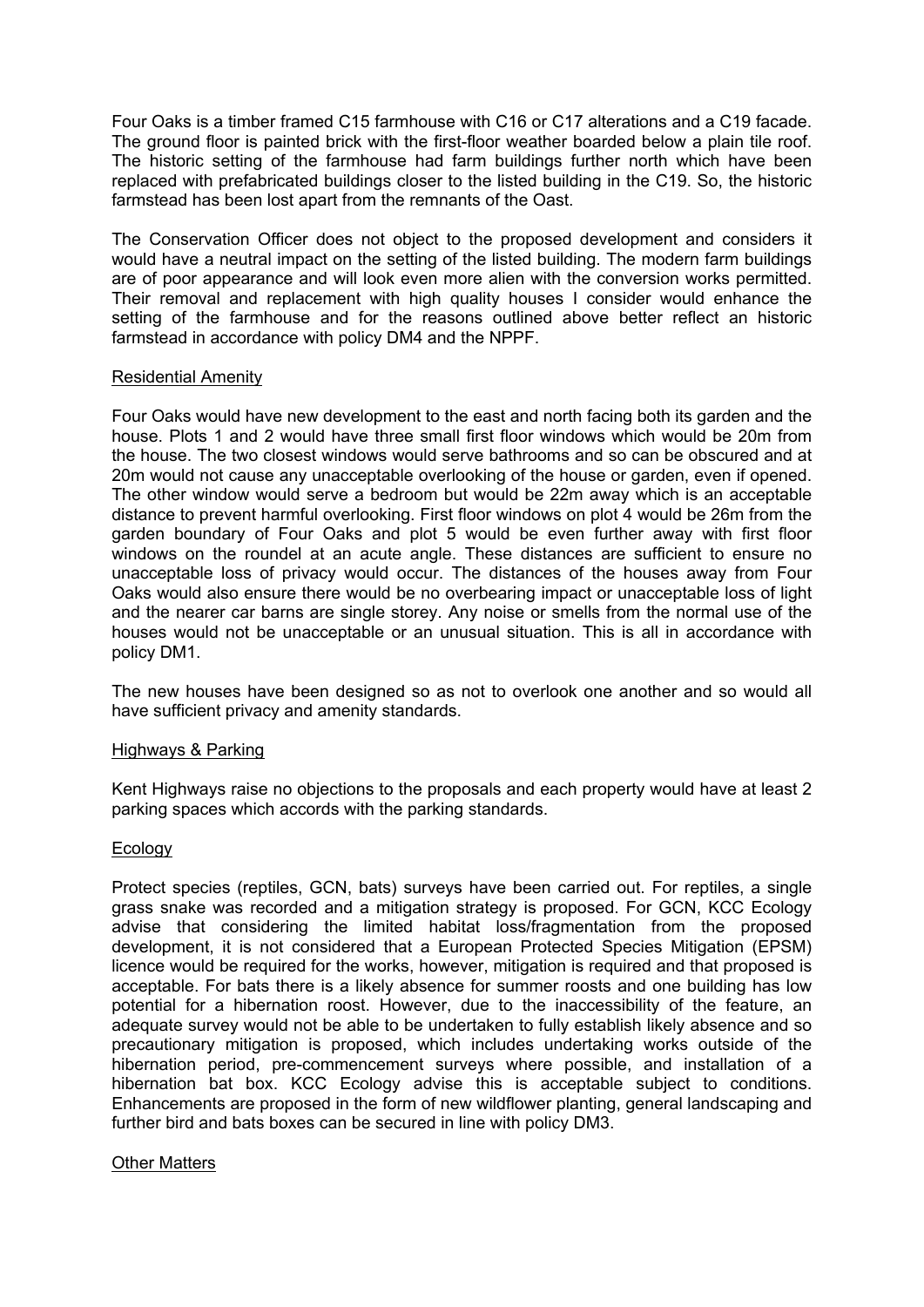Four Oaks is a timber framed C15 farmhouse with C16 or C17 alterations and a C19 facade. The ground floor is painted brick with the first-floor weather boarded below a plain tile roof. The historic setting of the farmhouse had farm buildings further north which have been replaced with prefabricated buildings closer to the listed building in the C19. So, the historic farmstead has been lost apart from the remnants of the Oast.

The Conservation Officer does not object to the proposed development and considers it would have a neutral impact on the setting of the listed building. The modern farm buildings are of poor appearance and will look even more alien with the conversion works permitted. Their removal and replacement with high quality houses I consider would enhance the setting of the farmhouse and for the reasons outlined above better reflect an historic farmstead in accordance with policy DM4 and the NPPF.

## Residential Amenity

Four Oaks would have new development to the east and north facing both its garden and the house. Plots 1 and 2 would have three small first floor windows which would be 20m from the house. The two closest windows would serve bathrooms and so can be obscured and at 20m would not cause any unacceptable overlooking of the house or garden, even if opened. The other window would serve a bedroom but would be 22m away which is an acceptable distance to prevent harmful overlooking. First floor windows on plot 4 would be 26m from the garden boundary of Four Oaks and plot 5 would be even further away with first floor windows on the roundel at an acute angle. These distances are sufficient to ensure no unacceptable loss of privacy would occur. The distances of the houses away from Four Oaks would also ensure there would be no overbearing impact or unacceptable loss of light and the nearer car barns are single storey. Any noise or smells from the normal use of the houses would not be unacceptable or an unusual situation. This is all in accordance with policy DM1.

The new houses have been designed so as not to overlook one another and so would all have sufficient privacy and amenity standards.

## Highways & Parking

Kent Highways raise no objections to the proposals and each property would have at least 2 parking spaces which accords with the parking standards.

## Ecology

Protect species (reptiles, GCN, bats) surveys have been carried out. For reptiles, a single grass snake was recorded and a mitigation strategy is proposed. For GCN, KCC Ecology advise that considering the limited habitat loss/fragmentation from the proposed development, it is not considered that a European Protected Species Mitigation (EPSM) licence would be required for the works, however, mitigation is required and that proposed is acceptable. For bats there is a likely absence for summer roosts and one building has low potential for a hibernation roost. However, due to the inaccessibility of the feature, an adequate survey would not be able to be undertaken to fully establish likely absence and so precautionary mitigation is proposed, which includes undertaking works outside of the hibernation period, pre-commencement surveys where possible, and installation of a hibernation bat box. KCC Ecology advise this is acceptable subject to conditions. Enhancements are proposed in the form of new wildflower planting, general landscaping and further bird and bats boxes can be secured in line with policy DM3.

## Other Matters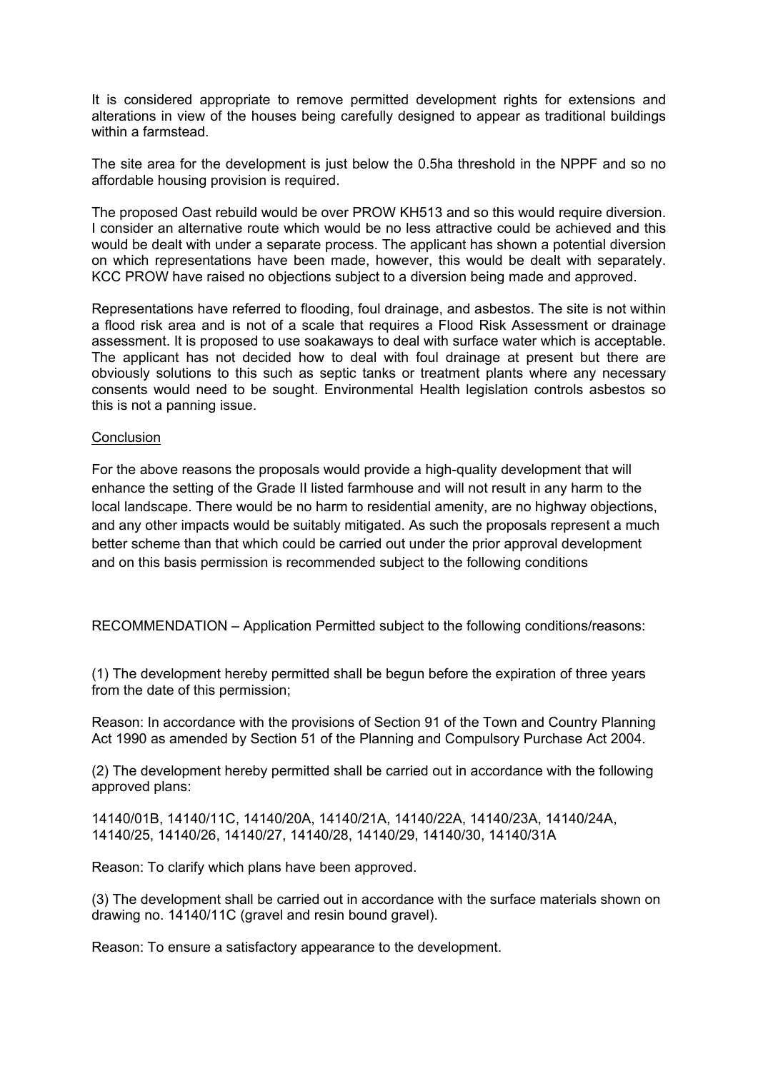It is considered appropriate to remove permitted development rights for extensions and alterations in view of the houses being carefully designed to appear as traditional buildings within a farmstead.

The site area for the development is just below the 0.5ha threshold in the NPPF and so no affordable housing provision is required.

The proposed Oast rebuild would be over PROW KH513 and so this would require diversion. I consider an alternative route which would be no less attractive could be achieved and this would be dealt with under a separate process. The applicant has shown a potential diversion on which representations have been made, however, this would be dealt with separately. KCC PROW have raised no objections subject to a diversion being made and approved.

Representations have referred to flooding, foul drainage, and asbestos. The site is not within a flood risk area and is not of a scale that requires a Flood Risk Assessment or drainage assessment. It is proposed to use soakaways to deal with surface water which is acceptable. The applicant has not decided how to deal with foul drainage at present but there are obviously solutions to this such as septic tanks or treatment plants where any necessary consents would need to be sought. Environmental Health legislation controls asbestos so this is not a panning issue.

## Conclusion

For the above reasons the proposals would provide a high-quality development that will enhance the setting of the Grade II listed farmhouse and will not result in any harm to the local landscape. There would be no harm to residential amenity, are no highway objections, and any other impacts would be suitably mitigated. As such the proposals represent a much better scheme than that which could be carried out under the prior approval development and on this basis permission is recommended subject to the following conditions

RECOMMENDATION – Application Permitted subject to the following conditions/reasons:

(1) The development hereby permitted shall be begun before the expiration of three years from the date of this permission;

Reason: In accordance with the provisions of Section 91 of the Town and Country Planning Act 1990 as amended by Section 51 of the Planning and Compulsory Purchase Act 2004.

(2) The development hereby permitted shall be carried out in accordance with the following approved plans:

14140/01B, 14140/11C, 14140/20A, 14140/21A, 14140/22A, 14140/23A, 14140/24A, 14140/25, 14140/26, 14140/27, 14140/28, 14140/29, 14140/30, 14140/31A

Reason: To clarify which plans have been approved.

(3) The development shall be carried out in accordance with the surface materials shown on drawing no. 14140/11C (gravel and resin bound gravel).

Reason: To ensure a satisfactory appearance to the development.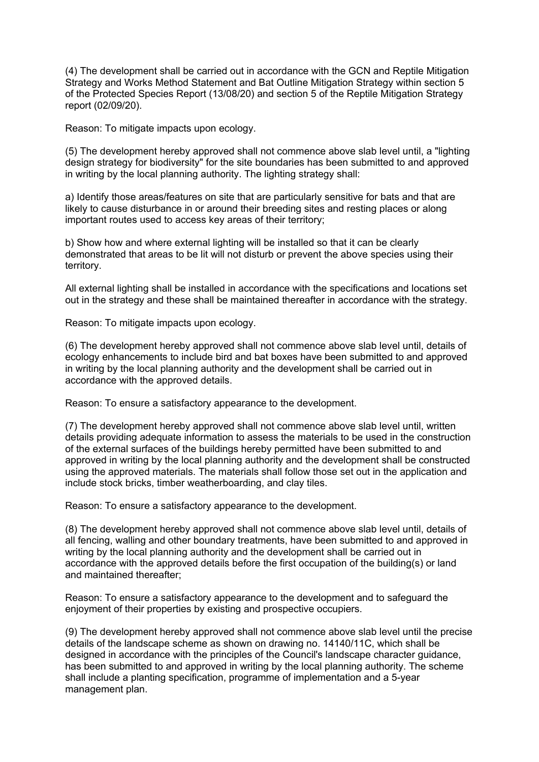(4) The development shall be carried out in accordance with the GCN and Reptile Mitigation Strategy and Works Method Statement and Bat Outline Mitigation Strategy within section 5 of the Protected Species Report (13/08/20) and section 5 of the Reptile Mitigation Strategy report (02/09/20).

Reason: To mitigate impacts upon ecology.

(5) The development hereby approved shall not commence above slab level until, a "lighting design strategy for biodiversity" for the site boundaries has been submitted to and approved in writing by the local planning authority. The lighting strategy shall:

a) Identify those areas/features on site that are particularly sensitive for bats and that are likely to cause disturbance in or around their breeding sites and resting places or along important routes used to access key areas of their territory;

b) Show how and where external lighting will be installed so that it can be clearly demonstrated that areas to be lit will not disturb or prevent the above species using their territory.

All external lighting shall be installed in accordance with the specifications and locations set out in the strategy and these shall be maintained thereafter in accordance with the strategy.

Reason: To mitigate impacts upon ecology.

(6) The development hereby approved shall not commence above slab level until, details of ecology enhancements to include bird and bat boxes have been submitted to and approved in writing by the local planning authority and the development shall be carried out in accordance with the approved details.

Reason: To ensure a satisfactory appearance to the development.

(7) The development hereby approved shall not commence above slab level until, written details providing adequate information to assess the materials to be used in the construction of the external surfaces of the buildings hereby permitted have been submitted to and approved in writing by the local planning authority and the development shall be constructed using the approved materials. The materials shall follow those set out in the application and include stock bricks, timber weatherboarding, and clay tiles.

Reason: To ensure a satisfactory appearance to the development.

(8) The development hereby approved shall not commence above slab level until, details of all fencing, walling and other boundary treatments, have been submitted to and approved in writing by the local planning authority and the development shall be carried out in accordance with the approved details before the first occupation of the building(s) or land and maintained thereafter;

Reason: To ensure a satisfactory appearance to the development and to safeguard the enjoyment of their properties by existing and prospective occupiers.

(9) The development hereby approved shall not commence above slab level until the precise details of the landscape scheme as shown on drawing no. 14140/11C, which shall be designed in accordance with the principles of the Council's landscape character guidance, has been submitted to and approved in writing by the local planning authority. The scheme shall include a planting specification, programme of implementation and a 5-year management plan.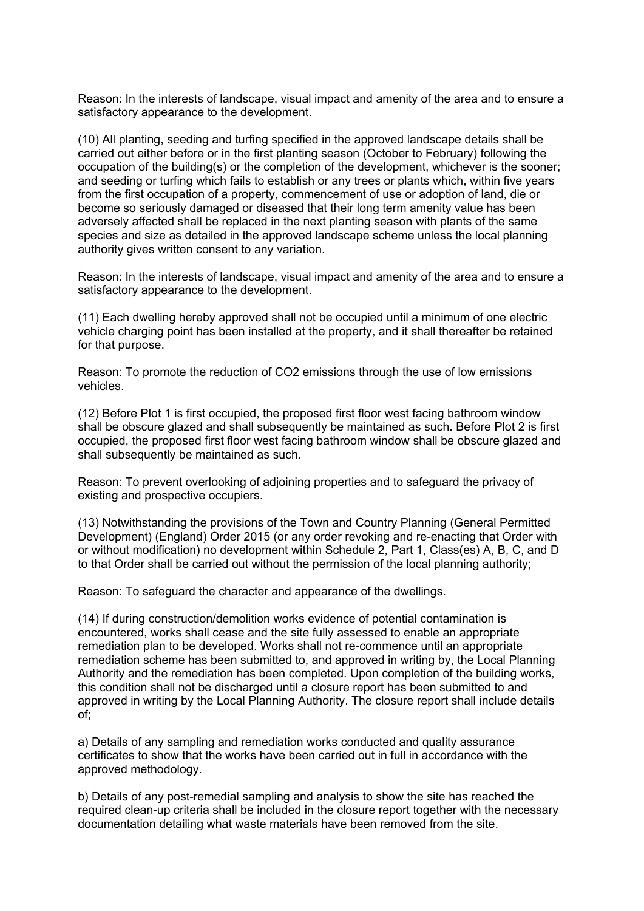Reason: In the interests of landscape, visual impact and amenity of the area and to ensure a satisfactory appearance to the development.

(10) All planting, seeding and turfing specified in the approved landscape details shall be carried out either before or in the first planting season (October to February) following the occupation of the building(s) or the completion of the development, whichever is the sooner; and seeding or turfing which fails to establish or any trees or plants which, within five years from the first occupation of a property, commencement of use or adoption of land, die or become so seriously damaged or diseased that their long term amenity value has been adversely affected shall be replaced in the next planting season with plants of the same species and size as detailed in the approved landscape scheme unless the local planning authority gives written consent to any variation.

Reason: In the interests of landscape, visual impact and amenity of the area and to ensure a satisfactory appearance to the development.

(11) Each dwelling hereby approved shall not be occupied until a minimum of one electric vehicle charging point has been installed at the property, and it shall thereafter be retained for that purpose.

Reason: To promote the reduction of $CO_2$ emissions through the use of low emissions vehicles.

(12) Before Plot 1 is first occupied, the proposed first floor west facing bathroom window shall be obscure glazed and shall subsequently be maintained as such. Before Plot 2 is first occupied, the proposed first floor west facing bathroom window shall be obscure glazed and shall subsequently be maintained as such.

Reason: To prevent overlooking of adjoining properties and to safeguard the privacy of existing and prospective occupiers.

(13) Notwithstanding the provisions of the Town and Country Planning (General Permitted Development) (England) Order 2015 (or any order revoking and re-enacting that Order with or without modification) no development within Schedule 2, Part 1, Class(es) A, B, C, and D to that Order shall be carried out without the permission of the local planning authority;

Reason: To safeguard the character and appearance of the dwellings.

(14) If during construction/demolition works evidence of potential contamination is encountered, works shall cease and the site fully assessed to enable an appropriate remediation plan to be developed. Works shall not re-commence until an appropriate remediation scheme has been submitted to, and approved in writing by, the Local Planning Authority and the remediation has been completed. Upon completion of the building works, this condition shall not be discharged until a closure report has been submitted to and approved in writing by the Local Planning Authority. The closure report shall include details of;

a) Details of any sampling and remediation works conducted and quality assurance certificates to show that the works have been carried out in full in accordance with the approved methodology.

b) Details of any post-remedial sampling and analysis to show the site has reached the required clean-up criteria shall be included in the closure report together with the necessary documentation detailing what waste materials have been removed from the site.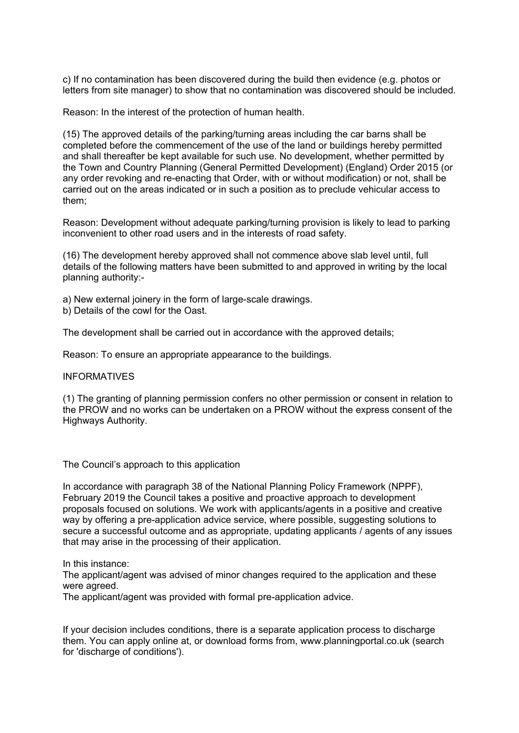c) If no contamination has been discovered during the build then evidence (e.g. photos or letters from site manager) to show that no contamination was discovered should be included.

Reason: In the interest of the protection of human health.

(15) The approved details of the parking/turning areas including the car barns shall be completed before the commencement of the use of the land or buildings hereby permitted and shall thereafter be kept available for such use. No development, whether permitted by the Town and Country Planning (General Permitted Development) (England) Order 2015 (or any order revoking and re-enacting that Order, with or without modification) or not, shall be carried out on the areas indicated or in such a position as to preclude vehicular access to them;

Reason: Development without adequate parking/turning provision is likely to lead to parking inconvenient to other road users and in the interests of road safety.

(16) The development hereby approved shall not commence above slab level until, full details of the following matters have been submitted to and approved in writing by the local planning authority:-

a) New external joinery in the form of large-scale drawings.
b) Details of the cowl for the Oast.

The development shall be carried out in accordance with the approved details;

Reason: To ensure an appropriate appearance to the buildings.

INFORMATIVES

(1) The granting of planning permission confers no other permission or consent in relation to the PROW and no works can be undertaken on a PROW without the express consent of the Highways Authority.

The Council's approach to this application

In accordance with paragraph 38 of the National Planning Policy Framework (NPPF), February 2019 the Council takes a positive and proactive approach to development proposals focused on solutions. We work with applicants/agents in a positive and creative way by offering a pre-application advice service, where possible, suggesting solutions to secure a successful outcome and as appropriate, updating applicants / agents of any issues that may arise in the processing of their application.

In this instance:
The applicant/agent was advised of minor changes required to the application and these were agreed.
The applicant/agent was provided with formal pre-application advice.

If your decision includes conditions, there is a separate application process to discharge them. You can apply online at, or download forms from, www.planningportal.co.uk (search for 'discharge of conditions').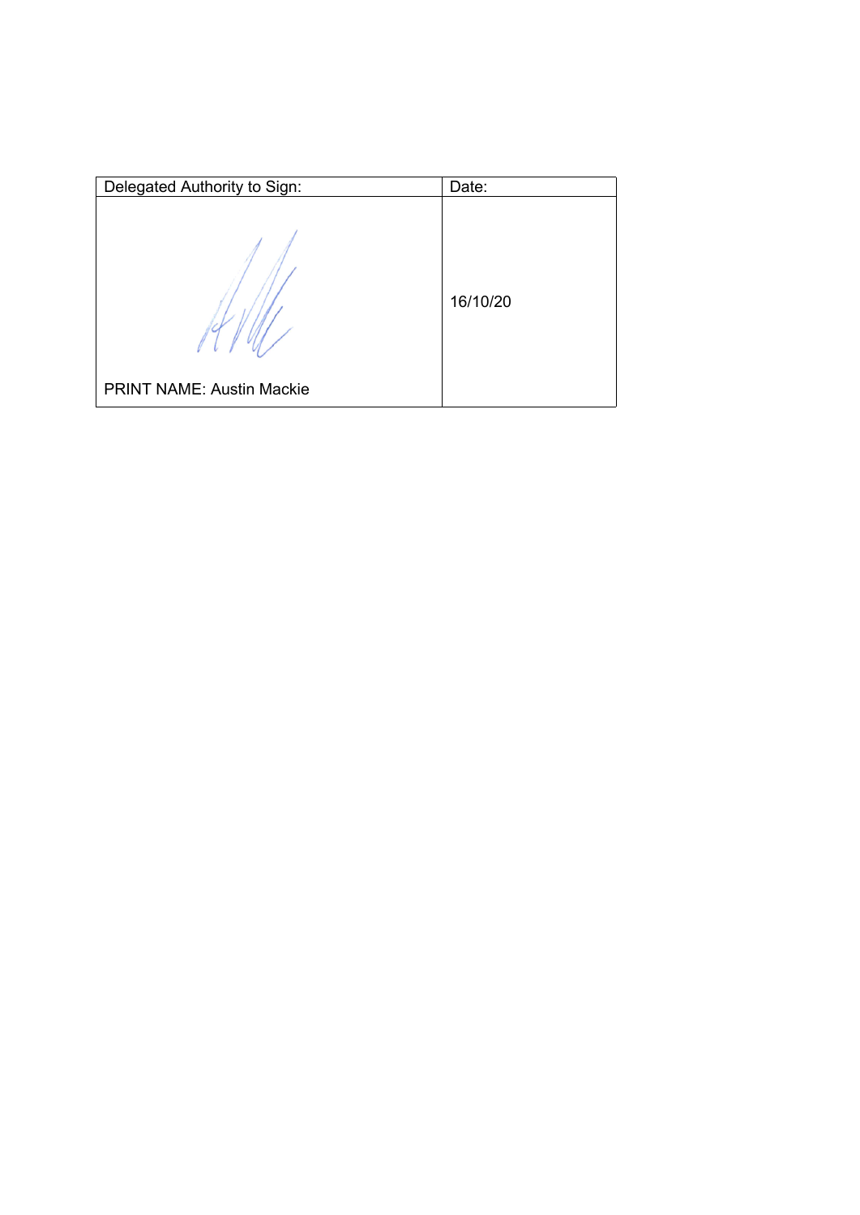| Delegated Authority to Sign: | Date: |
| --- | --- |
| PRINT NAME: Austin Mackie | 16/10/20 |